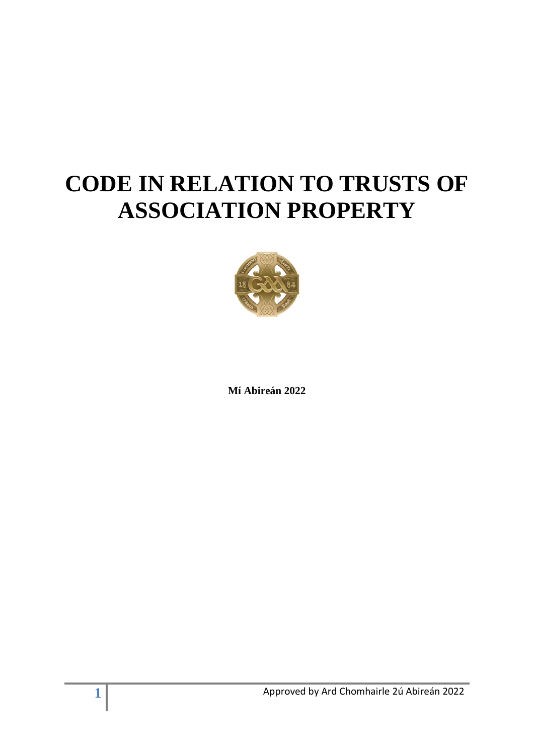# CODE IN RELATION TO TRUSTS OF ASSOCIATION PROPERTY

**Mí Abireán 2022**

Approved by Ard Chomhairle 2ú Abireán 2022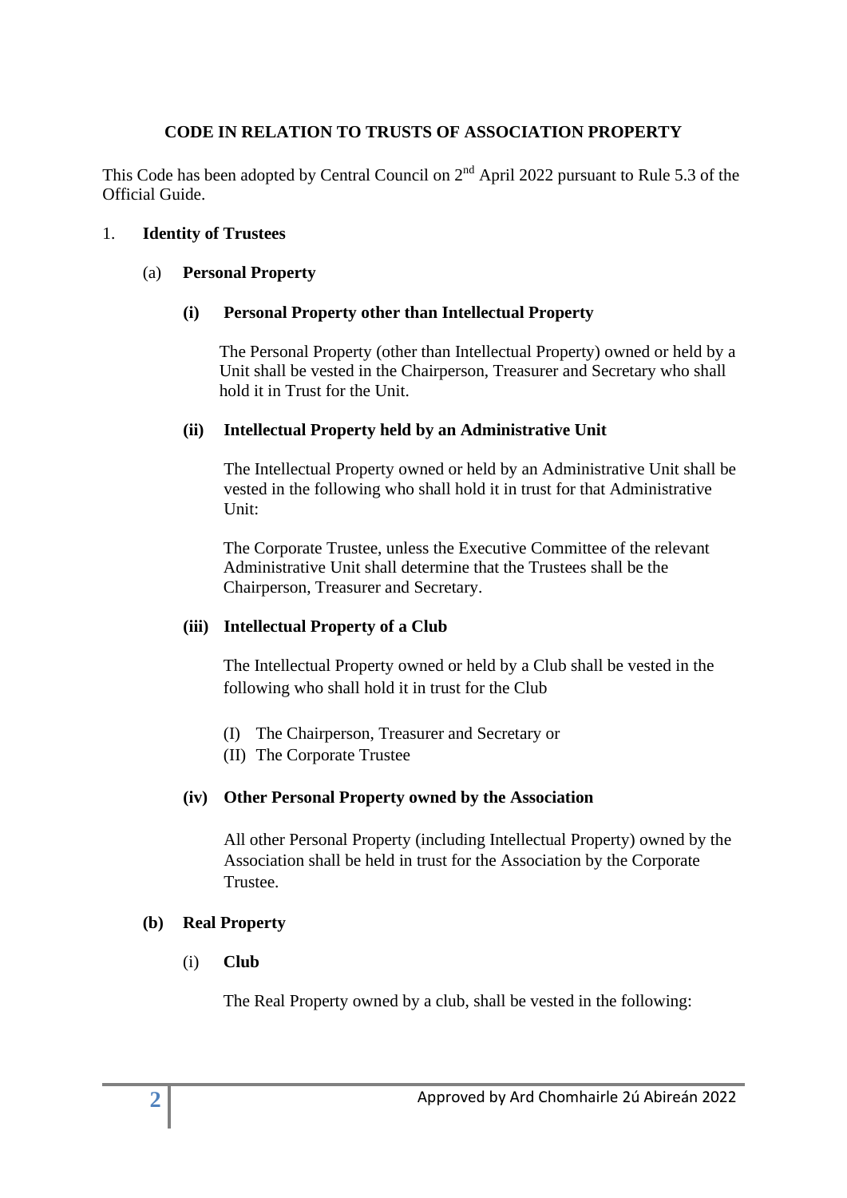**CODE IN RELATION TO TRUSTS OF ASSOCIATION PROPERTY**

This Code has been adopted by Central Council on 2nd April 2022 pursuant to Rule 5.3 of the Official Guide.

1. **Identity of Trustees**

   (a) **Personal Property**

   **(i) Personal Property other than Intellectual Property**

   The Personal Property (other than Intellectual Property) owned or held by a Unit shall be vested in the Chairperson, Treasurer and Secretary who shall hold it in Trust for the Unit.

   **(ii) Intellectual Property held by an Administrative Unit**

   The Intellectual Property owned or held by an Administrative Unit shall be vested in the following who shall hold it in trust for that Administrative Unit:

   The Corporate Trustee, unless the Executive Committee of the relevant Administrative Unit shall determine that the Trustees shall be the Chairperson, Treasurer and Secretary.

   **(iii) Intellectual Property of a Club**

   The Intellectual Property owned or held by a Club shall be vested in the following who shall hold it in trust for the Club

   (I) The Chairperson, Treasurer and Secretary or
   (II) The Corporate Trustee

   **(iv) Other Personal Property owned by the Association**

   All other Personal Property (including Intellectual Property) owned by the Association shall be held in trust for the Association by the Corporate Trustee.

   **(b) Real Property**

   (i) **Club**

   The Real Property owned by a club, shall be vested in the following: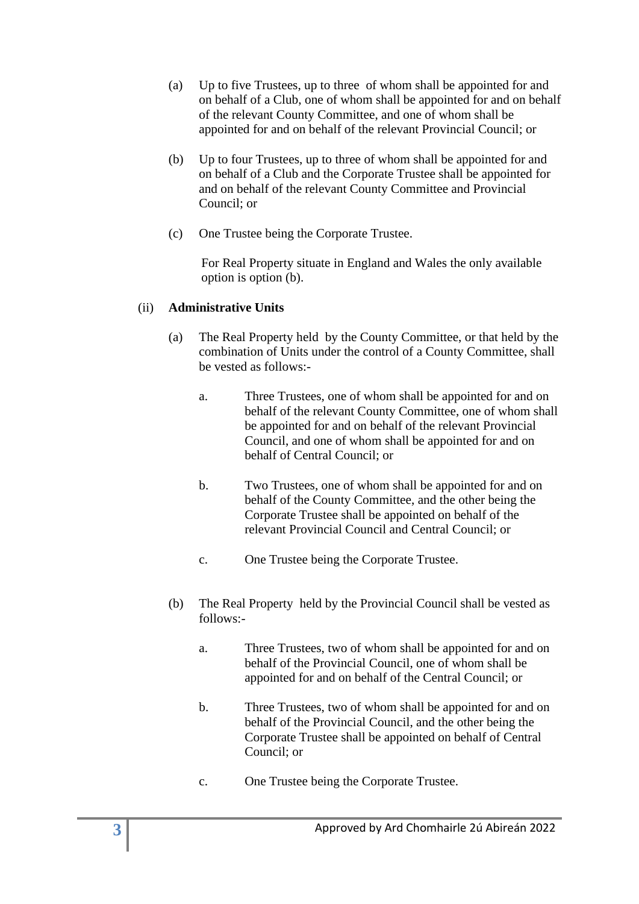(a) Up to five Trustees, up to three of whom shall be appointed for and on behalf of a Club, one of whom shall be appointed for and on behalf of the relevant County Committee, and one of whom shall be appointed for and on behalf of the relevant Provincial Council; or

(b) Up to four Trustees, up to three of whom shall be appointed for and on behalf of a Club and the Corporate Trustee shall be appointed for and on behalf of the relevant County Committee and Provincial Council; or

(c) One Trustee being the Corporate Trustee.

For Real Property situate in England and Wales the only available option is option (b).

(ii) **Administrative Units**

(a) The Real Property held by the County Committee, or that held by the combination of Units under the control of a County Committee, shall be vested as follows:-

a. Three Trustees, one of whom shall be appointed for and on behalf of the relevant County Committee, one of whom shall be appointed for and on behalf of the relevant Provincial Council, and one of whom shall be appointed for and on behalf of Central Council; or

b. Two Trustees, one of whom shall be appointed for and on behalf of the County Committee, and the other being the Corporate Trustee shall be appointed on behalf of the relevant Provincial Council and Central Council; or

c. One Trustee being the Corporate Trustee.

(b) The Real Property held by the Provincial Council shall be vested as follows:-

a. Three Trustees, two of whom shall be appointed for and on behalf of the Provincial Council, one of whom shall be appointed for and on behalf of the Central Council; or

b. Three Trustees, two of whom shall be appointed for and on behalf of the Provincial Council, and the other being the Corporate Trustee shall be appointed on behalf of Central Council; or

c. One Trustee being the Corporate Trustee.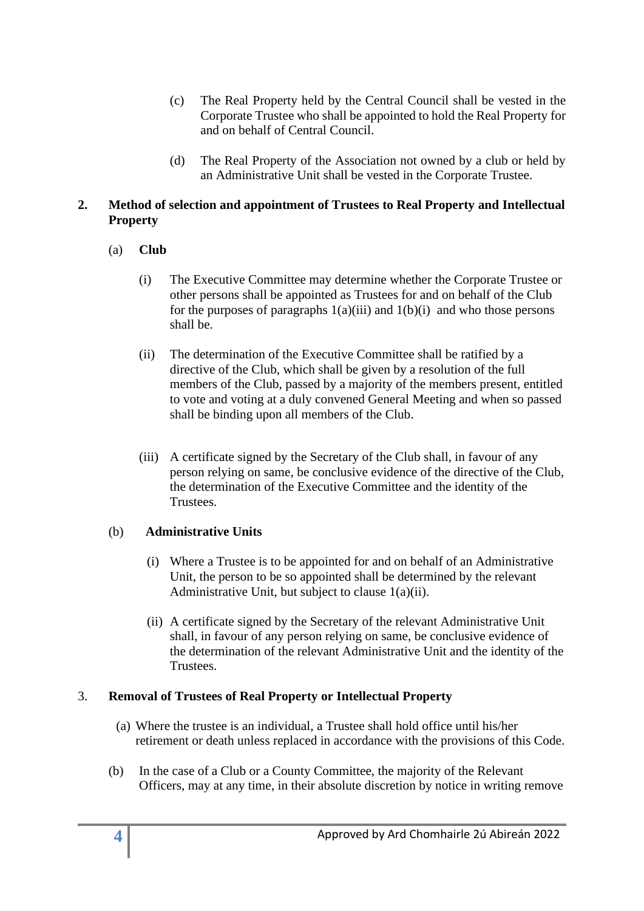(c) The Real Property held by the Central Council shall be vested in the Corporate Trustee who shall be appointed to hold the Real Property for and on behalf of Central Council.

(d) The Real Property of the Association not owned by a club or held by an Administrative Unit shall be vested in the Corporate Trustee.

**2. Method of selection and appointment of Trustees to Real Property and Intellectual Property**

(a) **Club**

(i) The Executive Committee may determine whether the Corporate Trustee or other persons shall be appointed as Trustees for and on behalf of the Club for the purposes of paragraphs 1(a)(iii) and 1(b)(i) and who those persons shall be.

(ii) The determination of the Executive Committee shall be ratified by a directive of the Club, which shall be given by a resolution of the full members of the Club, passed by a majority of the members present, entitled to vote and voting at a duly convened General Meeting and when so passed shall be binding upon all members of the Club.

(iii) A certificate signed by the Secretary of the Club shall, in favour of any person relying on same, be conclusive evidence of the directive of the Club, the determination of the Executive Committee and the identity of the Trustees.

(b) **Administrative Units**

(i) Where a Trustee is to be appointed for and on behalf of an Administrative Unit, the person to be so appointed shall be determined by the relevant Administrative Unit, but subject to clause 1(a)(ii).

(ii) A certificate signed by the Secretary of the relevant Administrative Unit shall, in favour of any person relying on same, be conclusive evidence of the determination of the relevant Administrative Unit and the identity of the Trustees.

3. **Removal of Trustees of Real Property or Intellectual Property**

(a) Where the trustee is an individual, a Trustee shall hold office until his/her retirement or death unless replaced in accordance with the provisions of this Code.

(b) In the case of a Club or a County Committee, the majority of the Relevant Officers, may at any time, in their absolute discretion by notice in writing remove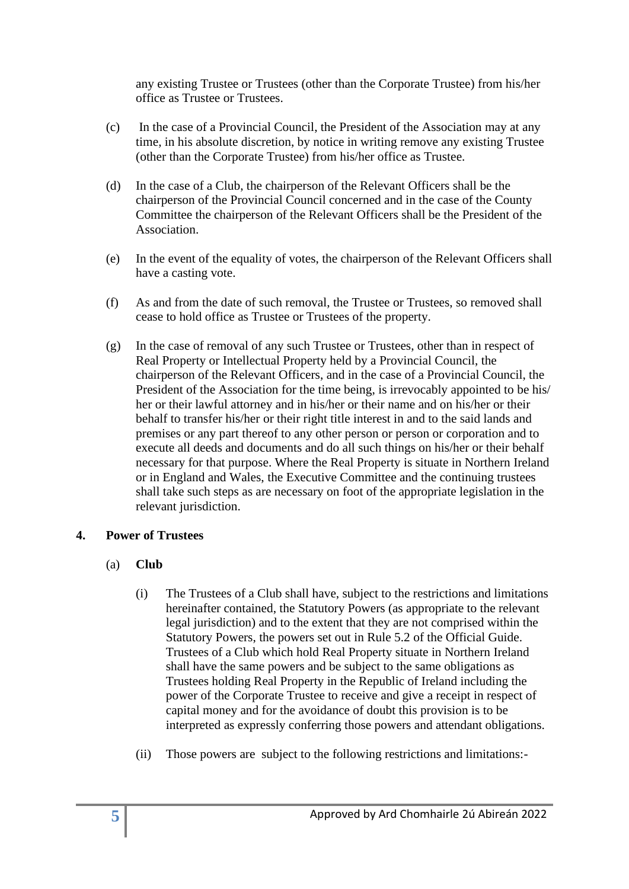any existing Trustee or Trustees (other than the Corporate Trustee) from his/her office as Trustee or Trustees.

(c) In the case of a Provincial Council, the President of the Association may at any time, in his absolute discretion, by notice in writing remove any existing Trustee (other than the Corporate Trustee) from his/her office as Trustee.

(d) In the case of a Club, the chairperson of the Relevant Officers shall be the chairperson of the Provincial Council concerned and in the case of the County Committee the chairperson of the Relevant Officers shall be the President of the Association.

(e) In the event of the equality of votes, the chairperson of the Relevant Officers shall have a casting vote.

(f) As and from the date of such removal, the Trustee or Trustees, so removed shall cease to hold office as Trustee or Trustees of the property.

(g) In the case of removal of any such Trustee or Trustees, other than in respect of Real Property or Intellectual Property held by a Provincial Council, the chairperson of the Relevant Officers, and in the case of a Provincial Council, the President of the Association for the time being, is irrevocably appointed to be his/ her or their lawful attorney and in his/her or their name and on his/her or their behalf to transfer his/her or their right title interest in and to the said lands and premises or any part thereof to any other person or person or corporation and to execute all deeds and documents and do all such things on his/her or their behalf necessary for that purpose. Where the Real Property is situate in Northern Ireland or in England and Wales, the Executive Committee and the continuing trustees shall take such steps as are necessary on foot of the appropriate legislation in the relevant jurisdiction.

**4. Power of Trustees**

(a) **Club**

(i) The Trustees of a Club shall have, subject to the restrictions and limitations hereinafter contained, the Statutory Powers (as appropriate to the relevant legal jurisdiction) and to the extent that they are not comprised within the Statutory Powers, the powers set out in Rule 5.2 of the Official Guide. Trustees of a Club which hold Real Property situate in Northern Ireland shall have the same powers and be subject to the same obligations as Trustees holding Real Property in the Republic of Ireland including the power of the Corporate Trustee to receive and give a receipt in respect of capital money and for the avoidance of doubt this provision is to be interpreted as expressly conferring those powers and attendant obligations.

(ii) Those powers are subject to the following restrictions and limitations:-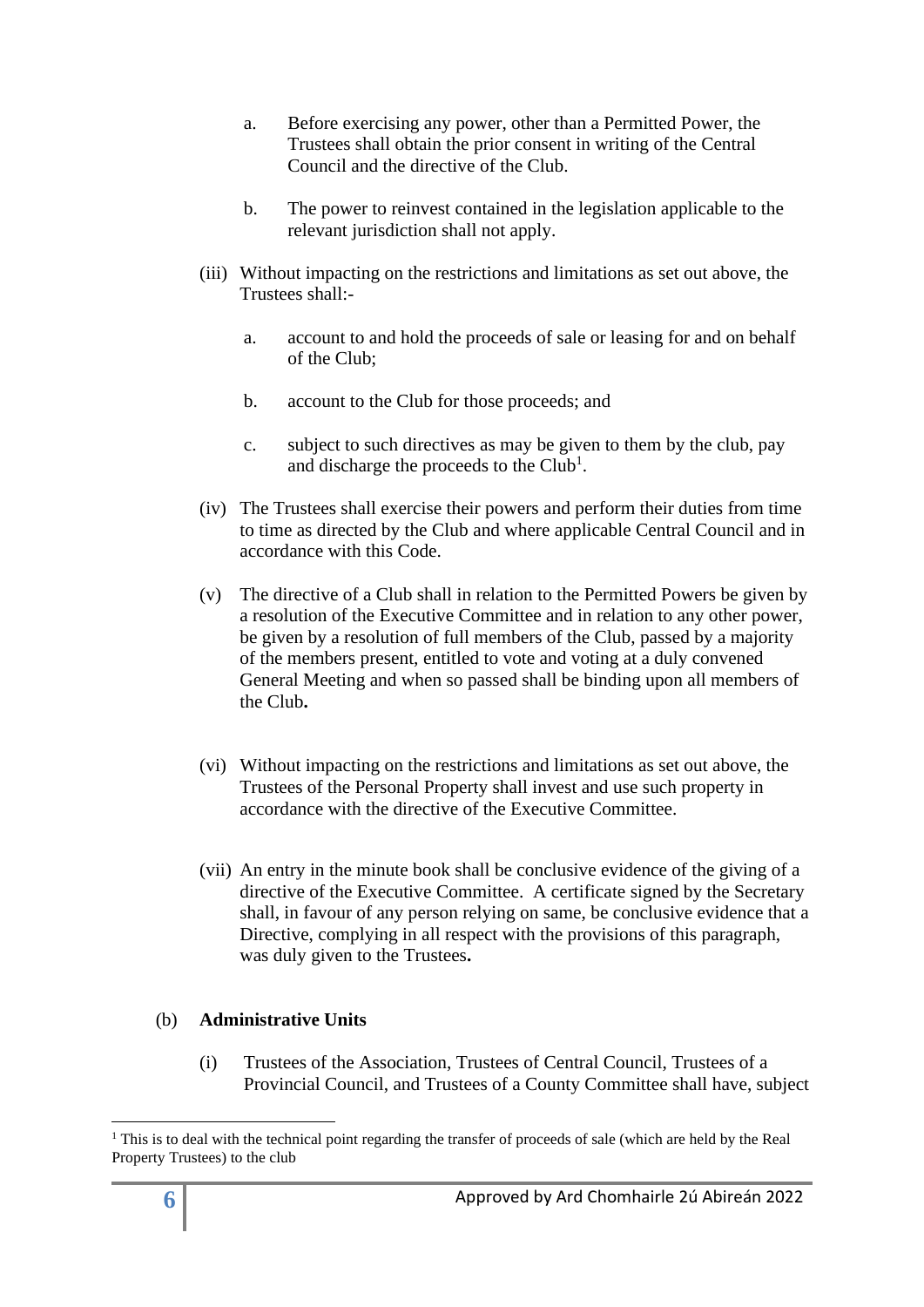a. Before exercising any power, other than a Permitted Power, the Trustees shall obtain the prior consent in writing of the Central Council and the directive of the Club.

b. The power to reinvest contained in the legislation applicable to the relevant jurisdiction shall not apply.

(iii) Without impacting on the restrictions and limitations as set out above, the Trustees shall:-

a. account to and hold the proceeds of sale or leasing for and on behalf of the Club;

b. account to the Club for those proceeds; and

c. subject to such directives as may be given to them by the club, pay and discharge the proceeds to the Club[1].

(iv) The Trustees shall exercise their powers and perform their duties from time to time as directed by the Club and where applicable Central Council and in accordance with this Code.

(v) The directive of a Club shall in relation to the Permitted Powers be given by a resolution of the Executive Committee and in relation to any other power, be given by a resolution of full members of the Club, passed by a majority of the members present, entitled to vote and voting at a duly convened General Meeting and when so passed shall be binding upon all members of the Club**.**

(vi) Without impacting on the restrictions and limitations as set out above, the Trustees of the Personal Property shall invest and use such property in accordance with the directive of the Executive Committee.

(vii) An entry in the minute book shall be conclusive evidence of the giving of a directive of the Executive Committee. A certificate signed by the Secretary shall, in favour of any person relying on same, be conclusive evidence that a Directive, complying in all respect with the provisions of this paragraph, was duly given to the Trustees**.**

(b) **Administrative Units**

(i) Trustees of the Association, Trustees of Central Council, Trustees of a Provincial Council, and Trustees of a County Committee shall have, subject

[1] This is to deal with the technical point regarding the transfer of proceeds of sale (which are held by the Real Property Trustees) to the club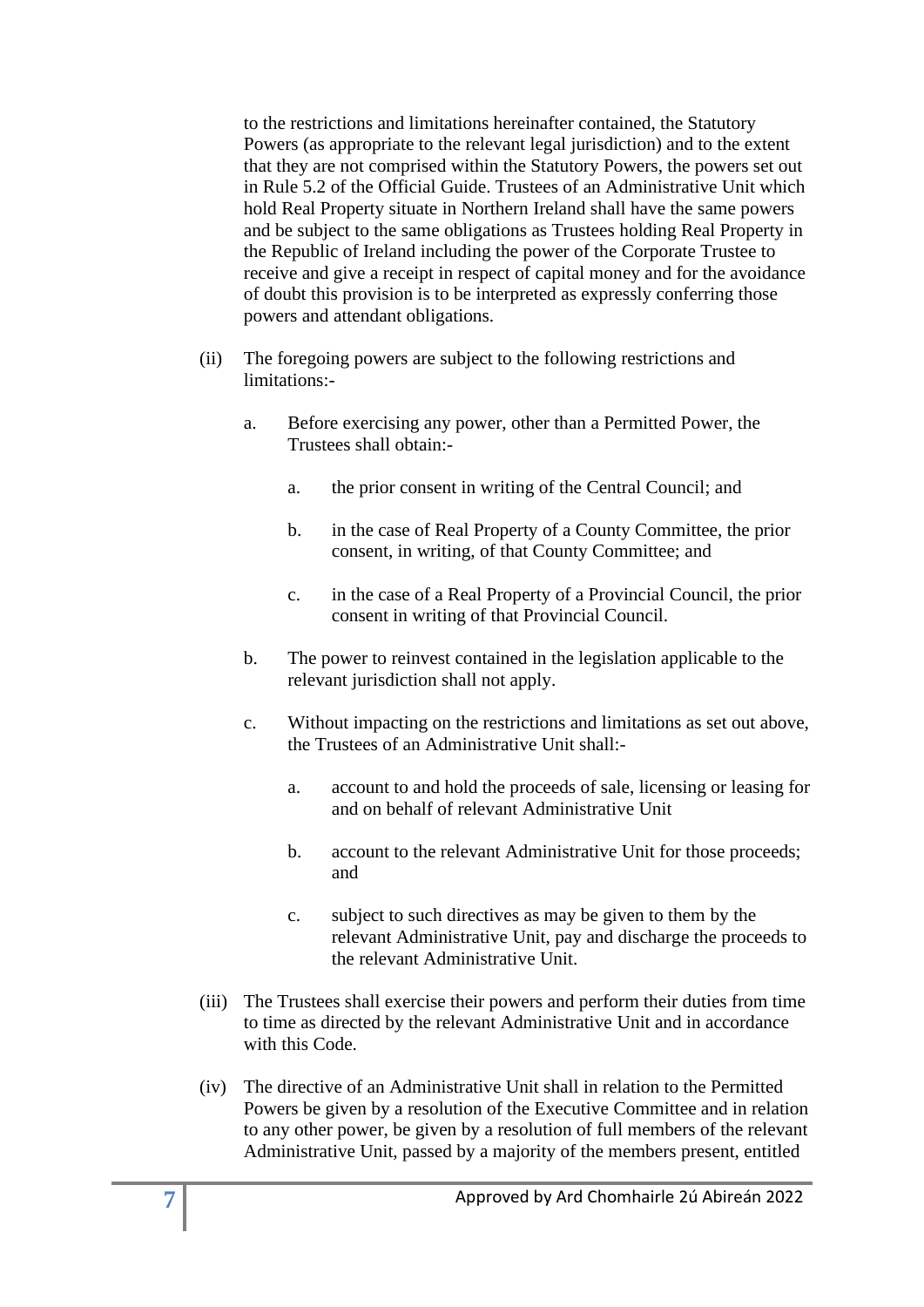to the restrictions and limitations hereinafter contained, the Statutory Powers (as appropriate to the relevant legal jurisdiction) and to the extent that they are not comprised within the Statutory Powers, the powers set out in Rule 5.2 of the Official Guide. Trustees of an Administrative Unit which hold Real Property situate in Northern Ireland shall have the same powers and be subject to the same obligations as Trustees holding Real Property in the Republic of Ireland including the power of the Corporate Trustee to receive and give a receipt in respect of capital money and for the avoidance of doubt this provision is to be interpreted as expressly conferring those powers and attendant obligations.

(ii) The foregoing powers are subject to the following restrictions and limitations:-

   a. Before exercising any power, other than a Permitted Power, the Trustees shall obtain:-

      a. the prior consent in writing of the Central Council; and

      b. in the case of Real Property of a County Committee, the prior consent, in writing, of that County Committee; and

      c. in the case of a Real Property of a Provincial Council, the prior consent in writing of that Provincial Council.

   b. The power to reinvest contained in the legislation applicable to the relevant jurisdiction shall not apply.

   c. Without impacting on the restrictions and limitations as set out above, the Trustees of an Administrative Unit shall:-

      a. account to and hold the proceeds of sale, licensing or leasing for and on behalf of relevant Administrative Unit

      b. account to the relevant Administrative Unit for those proceeds; and

      c. subject to such directives as may be given to them by the relevant Administrative Unit, pay and discharge the proceeds to the relevant Administrative Unit.

(iii) The Trustees shall exercise their powers and perform their duties from time to time as directed by the relevant Administrative Unit and in accordance with this Code.

(iv) The directive of an Administrative Unit shall in relation to the Permitted Powers be given by a resolution of the Executive Committee and in relation to any other power, be given by a resolution of full members of the relevant Administrative Unit, passed by a majority of the members present, entitled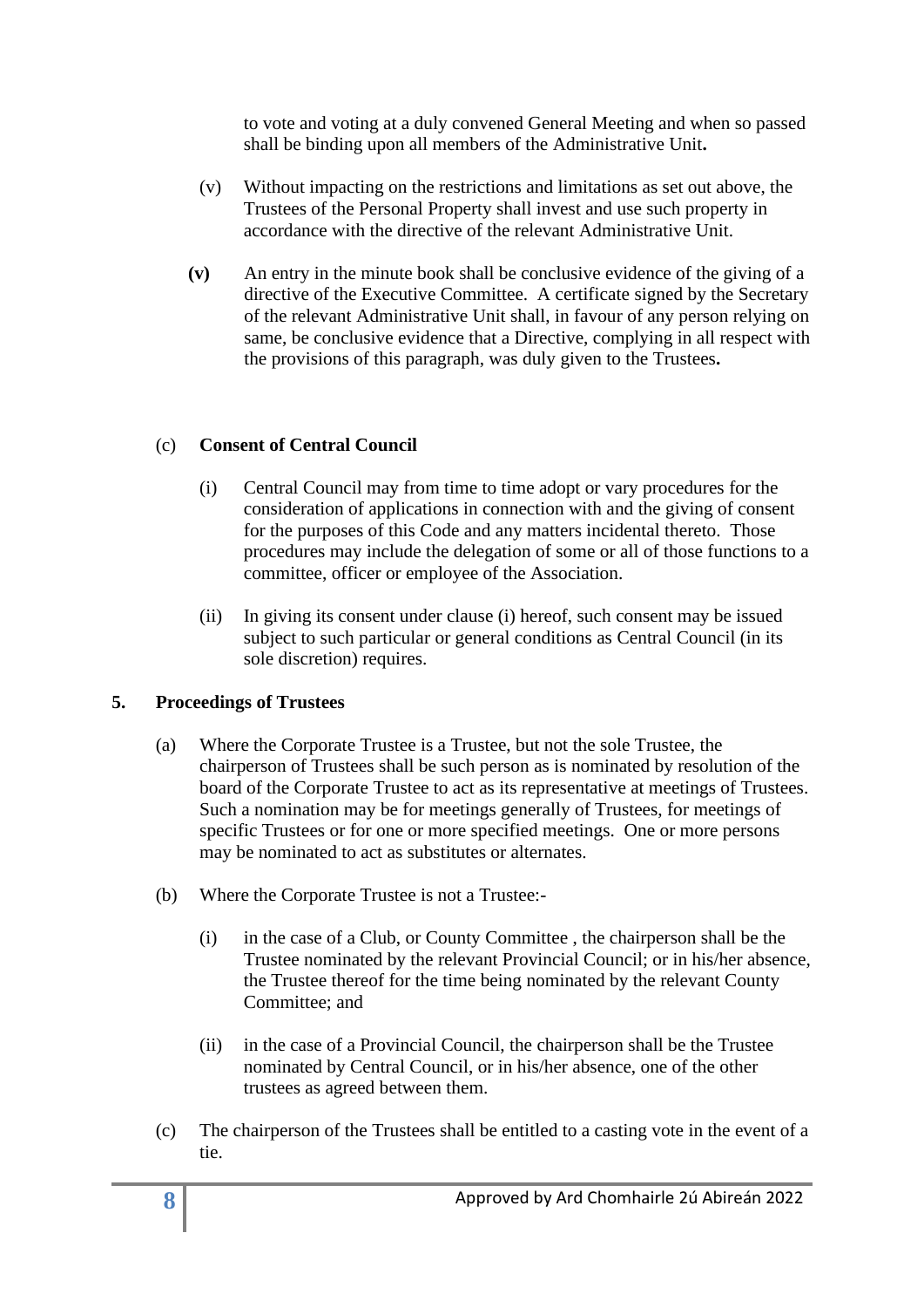to vote and voting at a duly convened General Meeting and when so passed shall be binding upon all members of the Administrative Unit**.**

(v) Without impacting on the restrictions and limitations as set out above, the Trustees of the Personal Property shall invest and use such property in accordance with the directive of the relevant Administrative Unit.

**(v)** An entry in the minute book shall be conclusive evidence of the giving of a directive of the Executive Committee. A certificate signed by the Secretary of the relevant Administrative Unit shall, in favour of any person relying on same, be conclusive evidence that a Directive, complying in all respect with the provisions of this paragraph, was duly given to the Trustees**.**

(c) **Consent of Central Council**

(i) Central Council may from time to time adopt or vary procedures for the consideration of applications in connection with and the giving of consent for the purposes of this Code and any matters incidental thereto. Those procedures may include the delegation of some or all of those functions to a committee, officer or employee of the Association.

(ii) In giving its consent under clause (i) hereof, such consent may be issued subject to such particular or general conditions as Central Council (in its sole discretion) requires.

## 5. Proceedings of Trustees

(a) Where the Corporate Trustee is a Trustee, but not the sole Trustee, the chairperson of Trustees shall be such person as is nominated by resolution of the board of the Corporate Trustee to act as its representative at meetings of Trustees. Such a nomination may be for meetings generally of Trustees, for meetings of specific Trustees or for one or more specified meetings. One or more persons may be nominated to act as substitutes or alternates.

(b) Where the Corporate Trustee is not a Trustee:-

(i) in the case of a Club, or County Committee , the chairperson shall be the Trustee nominated by the relevant Provincial Council; or in his/her absence, the Trustee thereof for the time being nominated by the relevant County Committee; and

(ii) in the case of a Provincial Council, the chairperson shall be the Trustee nominated by Central Council, or in his/her absence, one of the other trustees as agreed between them.

(c) The chairperson of the Trustees shall be entitled to a casting vote in the event of a tie.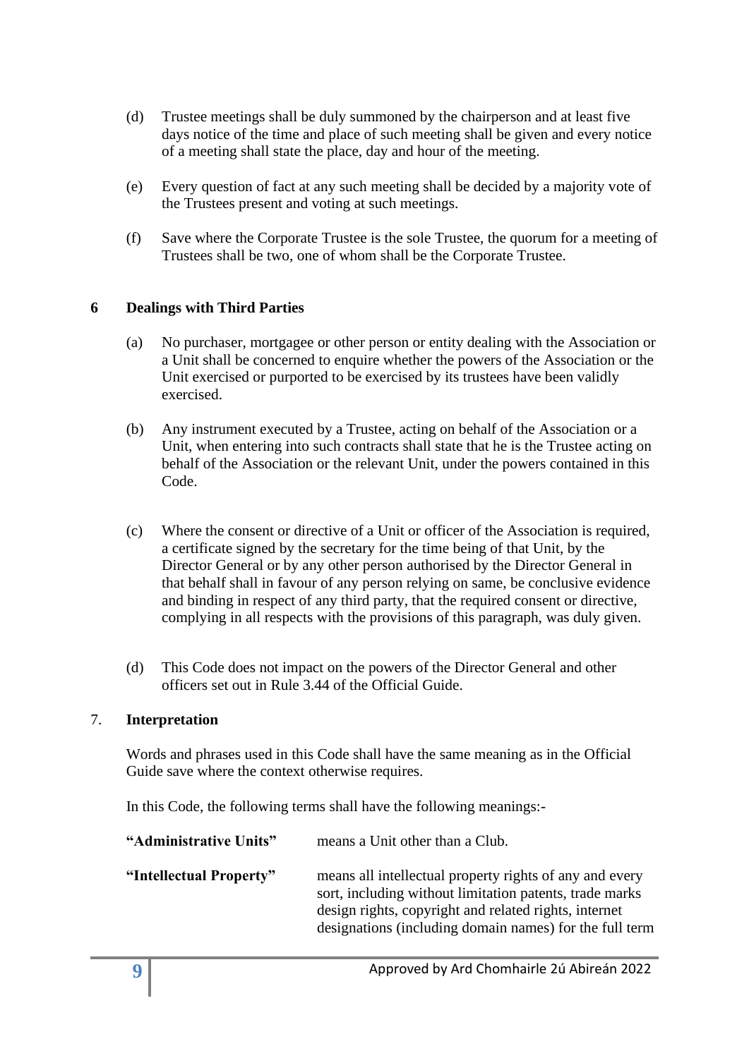(d) Trustee meetings shall be duly summoned by the chairperson and at least five days notice of the time and place of such meeting shall be given and every notice of a meeting shall state the place, day and hour of the meeting.

(e) Every question of fact at any such meeting shall be decided by a majority vote of the Trustees present and voting at such meetings.

(f) Save where the Corporate Trustee is the sole Trustee, the quorum for a meeting of Trustees shall be two, one of whom shall be the Corporate Trustee.

## 6 Dealings with Third Parties

(a) No purchaser, mortgagee or other person or entity dealing with the Association or a Unit shall be concerned to enquire whether the powers of the Association or the Unit exercised or purported to be exercised by its trustees have been validly exercised.

(b) Any instrument executed by a Trustee, acting on behalf of the Association or a Unit, when entering into such contracts shall state that he is the Trustee acting on behalf of the Association or the relevant Unit, under the powers contained in this Code.

(c) Where the consent or directive of a Unit or officer of the Association is required, a certificate signed by the secretary for the time being of that Unit, by the Director General or by any other person authorised by the Director General in that behalf shall in favour of any person relying on same, be conclusive evidence and binding in respect of any third party, that the required consent or directive, complying in all respects with the provisions of this paragraph, was duly given.

(d) This Code does not impact on the powers of the Director General and other officers set out in Rule 3.44 of the Official Guide.

## 7. Interpretation

Words and phrases used in this Code shall have the same meaning as in the Official Guide save where the context otherwise requires.

In this Code, the following terms shall have the following meanings:-

**"Administrative Units"** means a Unit other than a Club.

**"Intellectual Property"** means all intellectual property rights of any and every sort, including without limitation patents, trade marks design rights, copyright and related rights, internet designations (including domain names) for the full term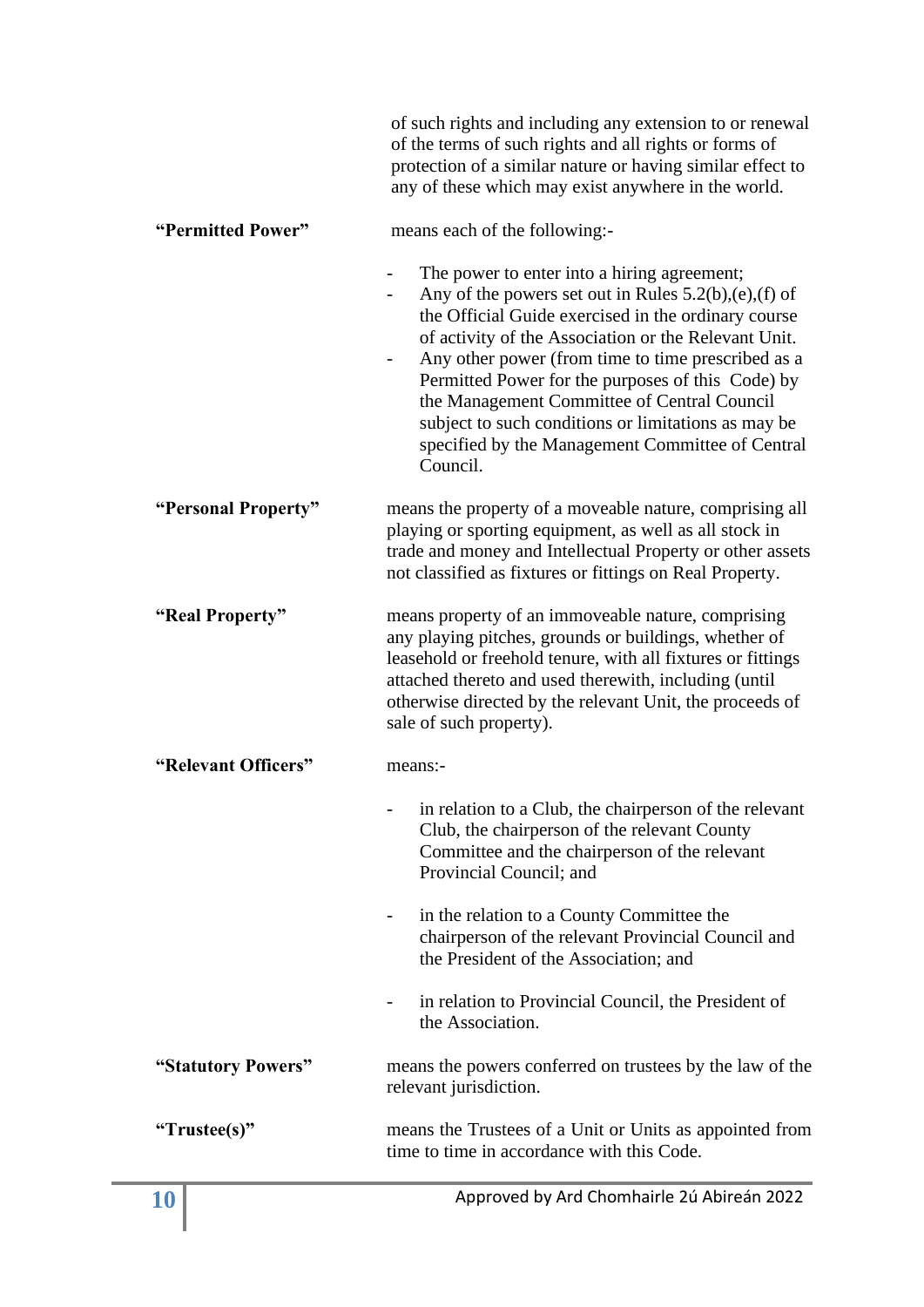of such rights and including any extension to or renewal of the terms of such rights and all rights or forms of protection of a similar nature or having similar effect to any of these which may exist anywhere in the world.

**"Permitted Power"** means each of the following:-

- The power to enter into a hiring agreement;
- Any of the powers set out in Rules 5.2(b),(e),(f) of the Official Guide exercised in the ordinary course of activity of the Association or the Relevant Unit.
- Any other power (from time to time prescribed as a Permitted Power for the purposes of this Code) by the Management Committee of Central Council subject to such conditions or limitations as may be specified by the Management Committee of Central Council.

**"Personal Property"** means the property of a moveable nature, comprising all playing or sporting equipment, as well as all stock in trade and money and Intellectual Property or other assets not classified as fixtures or fittings on Real Property.

**"Real Property"** means property of an immoveable nature, comprising any playing pitches, grounds or buildings, whether of leasehold or freehold tenure, with all fixtures or fittings attached thereto and used therewith, including (until otherwise directed by the relevant Unit, the proceeds of sale of such property).

**"Relevant Officers"** means:-

- in relation to a Club, the chairperson of the relevant Club, the chairperson of the relevant County Committee and the chairperson of the relevant Provincial Council; and
- in the relation to a County Committee the chairperson of the relevant Provincial Council and the President of the Association; and
- in relation to Provincial Council, the President of the Association.

**"Statutory Powers"** means the powers conferred on trustees by the law of the relevant jurisdiction.

**"Trustee(s)"** means the Trustees of a Unit or Units as appointed from time to time in accordance with this Code.